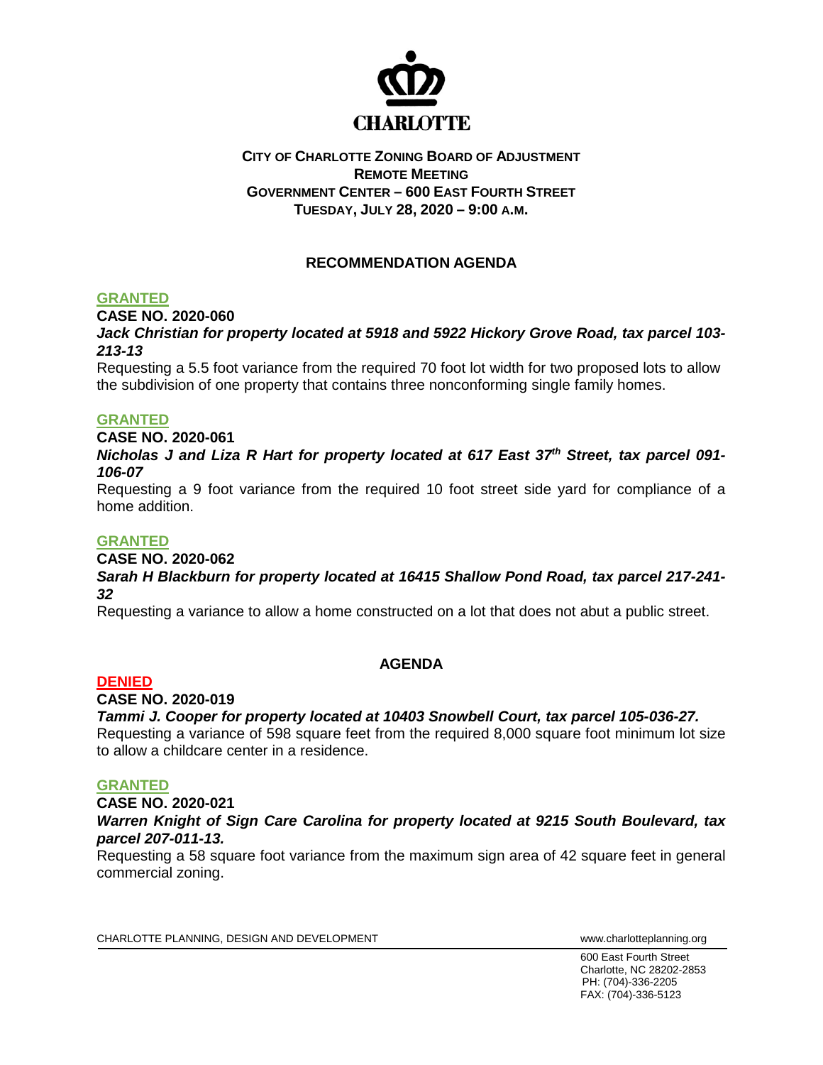CHARLOTTE

**CITY OF CHARLOTTE ZONING BOARD OF ADJUSTMENT**
**REMOTE MEETING**
**GOVERNMENT CENTER – 600 EAST FOURTH STREET**
**TUESDAY, JULY 28, 2020 – 9:00 A.M.**

## RECOMMENDATION AGENDA

**GRANTED**

**CASE NO. 2020-060**

***Jack Christian for property located at 5918 and 5922 Hickory Grove Road, tax parcel 103-213-13***

Requesting a 5.5 foot variance from the required 70 foot lot width for two proposed lots to allow the subdivision of one property that contains three nonconforming single family homes.

**GRANTED**

**CASE NO. 2020-061**

***Nicholas J and Liza R Hart for property located at 617 East 37th Street, tax parcel 091-106-07***

Requesting a 9 foot variance from the required 10 foot street side yard for compliance of a home addition.

**GRANTED**

**CASE NO. 2020-062**

***Sarah H Blackburn for property located at 16415 Shallow Pond Road, tax parcel 217-241-32***

Requesting a variance to allow a home constructed on a lot that does not abut a public street.

## AGENDA

**DENIED**

**CASE NO. 2020-019**

***Tammi J. Cooper for property located at 10403 Snowbell Court, tax parcel 105-036-27.***

Requesting a variance of 598 square feet from the required 8,000 square foot minimum lot size to allow a childcare center in a residence.

**GRANTED**

**CASE NO. 2020-021**

***Warren Knight of Sign Care Carolina for property located at 9215 South Boulevard, tax parcel 207-011-13.***

Requesting a 58 square foot variance from the maximum sign area of 42 square feet in general commercial zoning.

CHARLOTTE PLANNING, DESIGN AND DEVELOPMENT www.charlotteplanning.org

600 East Fourth Street
Charlotte, NC 28202-2853
PH: (704)-336-2205
FAX: (704)-336-5123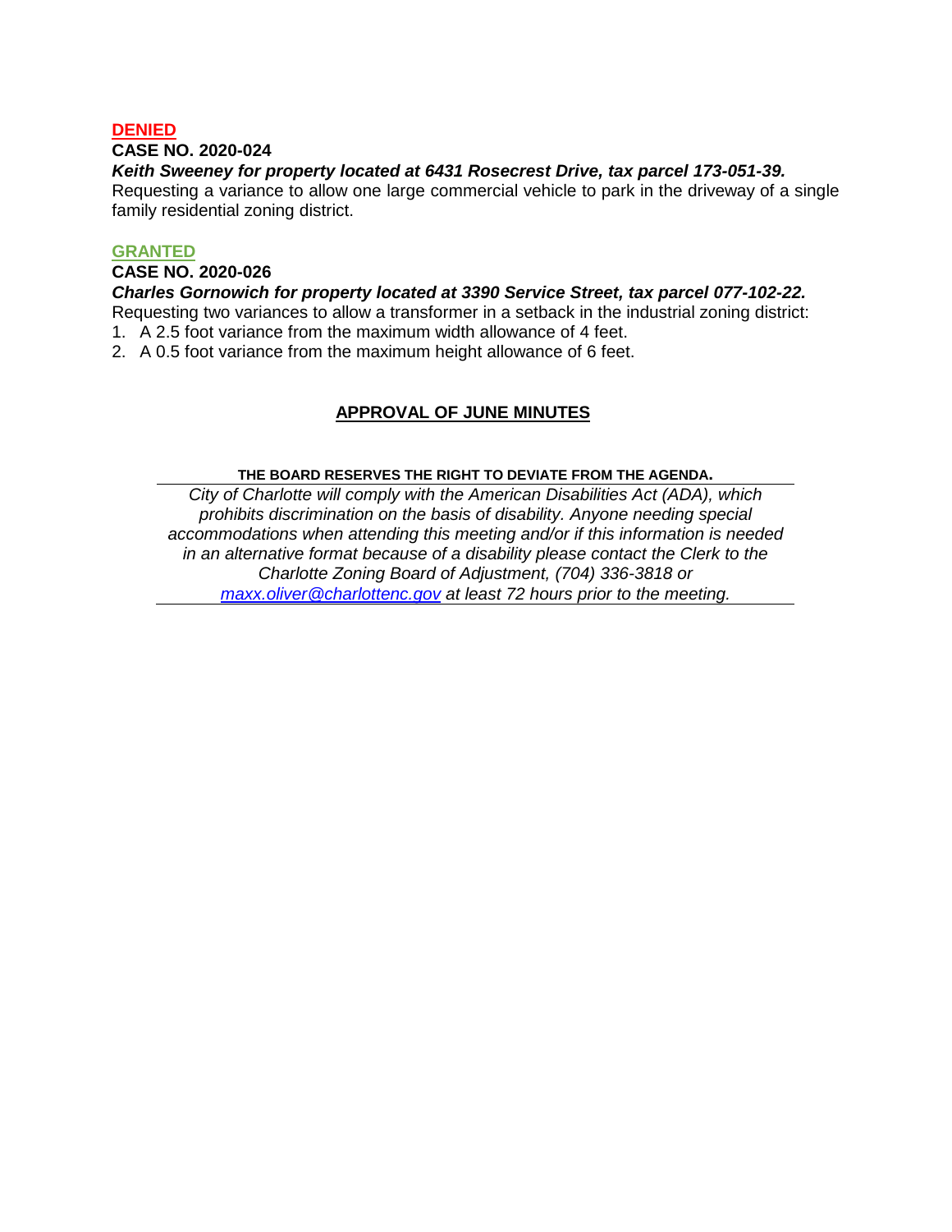**DENIED**

**CASE NO. 2020-024**

***Keith Sweeney for property located at 6431 Rosecrest Drive, tax parcel 173-051-39.***

Requesting a variance to allow one large commercial vehicle to park in the driveway of a single family residential zoning district.

**GRANTED**

**CASE NO. 2020-026**

***Charles Gornowich for property located at 3390 Service Street, tax parcel 077-102-22.***

Requesting two variances to allow a transformer in a setback in the industrial zoning district:

1. A 2.5 foot variance from the maximum width allowance of 4 feet.
2. A 0.5 foot variance from the maximum height allowance of 6 feet.

## APPROVAL OF JUNE MINUTES

**THE BOARD RESERVES THE RIGHT TO DEVIATE FROM THE AGENDA.**

*City of Charlotte will comply with the American Disabilities Act (ADA), which prohibits discrimination on the basis of disability. Anyone needing special accommodations when attending this meeting and/or if this information is needed in an alternative format because of a disability please contact the Clerk to the Charlotte Zoning Board of Adjustment, (704) 336-3818 or [maxx.oliver@charlottenc.gov](mailto:maxx.oliver@charlottenc.gov) at least 72 hours prior to the meeting.*